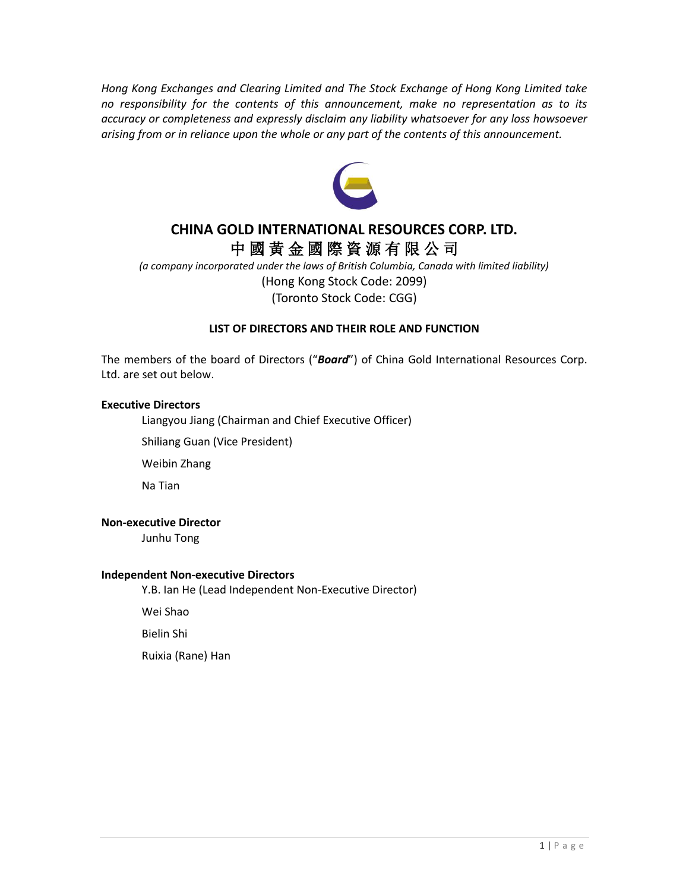*Hong Kong Exchanges and Clearing Limited and The Stock Exchange of Hong Kong Limited take no responsibility for the contents of this announcement, make no representation as to its accuracy or completeness and expressly disclaim any liability whatsoever for any loss howsoever arising from or in reliance upon the whole or any part of the contents of this announcement.*

# CHINA GOLD INTERNATIONAL RESOURCES CORP. LTD.

# 中國黃金國際資源有限公司

*(a company incorporated under the laws of British Columbia, Canada with limited liability)*

(Hong Kong Stock Code: 2099)

(Toronto Stock Code: CGG)

## LIST OF DIRECTORS AND THEIR ROLE AND FUNCTION

The members of the board of Directors ("***Board***") of China Gold International Resources Corp. Ltd. are set out below.

**Executive Directors**

Liangyou Jiang (Chairman and Chief Executive Officer)

Shiliang Guan (Vice President)

Weibin Zhang

Na Tian

**Non-executive Director**

Junhu Tong

**Independent Non-executive Directors**

Y.B. Ian He (Lead Independent Non-Executive Director)

Wei Shao

Bielin Shi

Ruixia (Rane) Han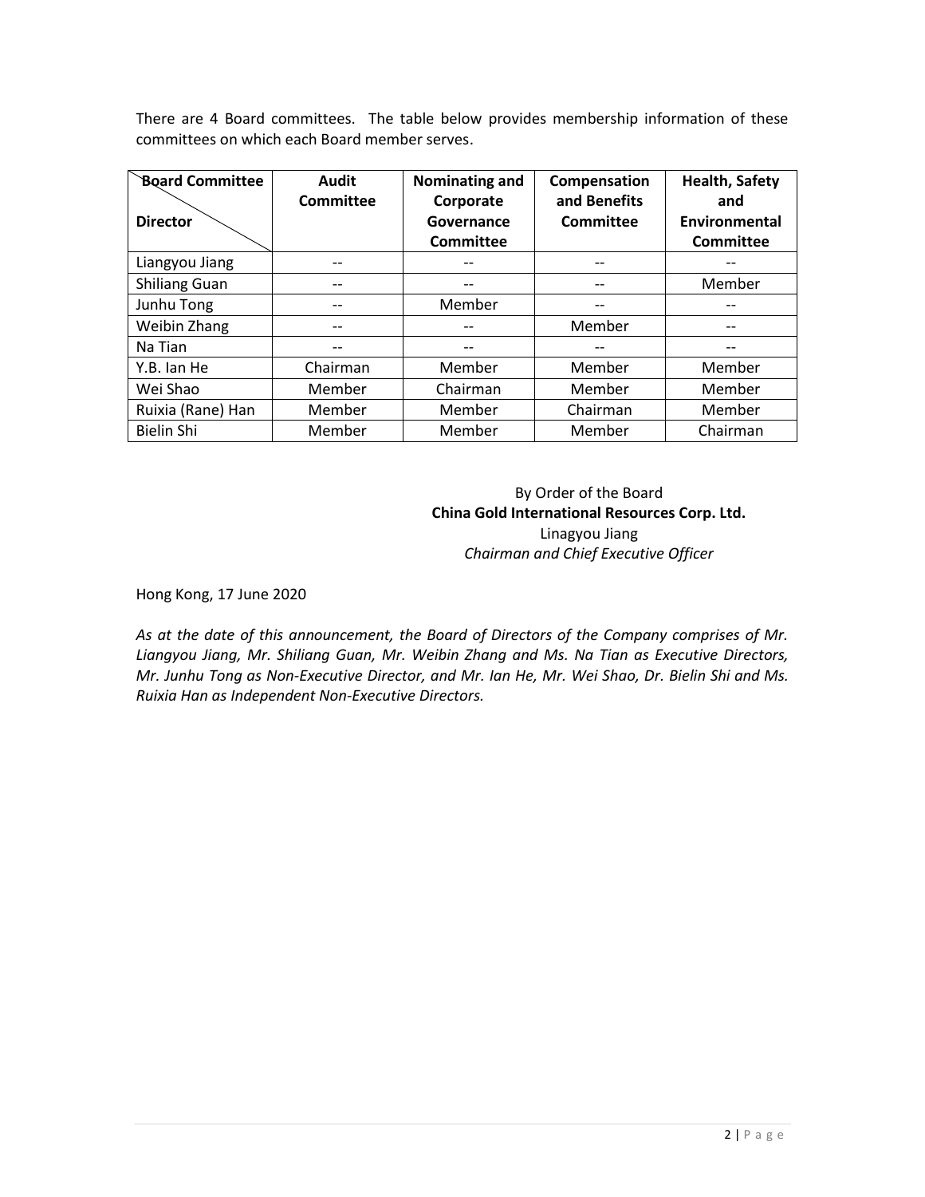There are 4 Board committees. The table below provides membership information of these committees on which each Board member serves.

| Board Committee / Director | Audit Committee | Nominating and Corporate Governance Committee | Compensation and Benefits Committee | Health, Safety and Environmental Committee |
|---|---|---|---|---|
| Liangyou Jiang | -- | -- | -- | -- |
| Shiliang Guan | -- | -- | -- | Member |
| Junhu Tong | -- | Member | -- | -- |
| Weibin Zhang | -- | -- | Member | -- |
| Na Tian | -- | -- | -- | -- |
| Y.B. Ian He | Chairman | Member | Member | Member |
| Wei Shao | Member | Chairman | Member | Member |
| Ruixia (Rane) Han | Member | Member | Chairman | Member |
| Bielin Shi | Member | Member | Member | Chairman |

By Order of the Board
**China Gold International Resources Corp. Ltd.**
Linagyou Jiang
*Chairman and Chief Executive Officer*

Hong Kong, 17 June 2020

*As at the date of this announcement, the Board of Directors of the Company comprises of Mr. Liangyou Jiang, Mr. Shiliang Guan, Mr. Weibin Zhang and Ms. Na Tian as Executive Directors, Mr. Junhu Tong as Non-Executive Director, and Mr. Ian He, Mr. Wei Shao, Dr. Bielin Shi and Ms. Ruixia Han as Independent Non-Executive Directors.*